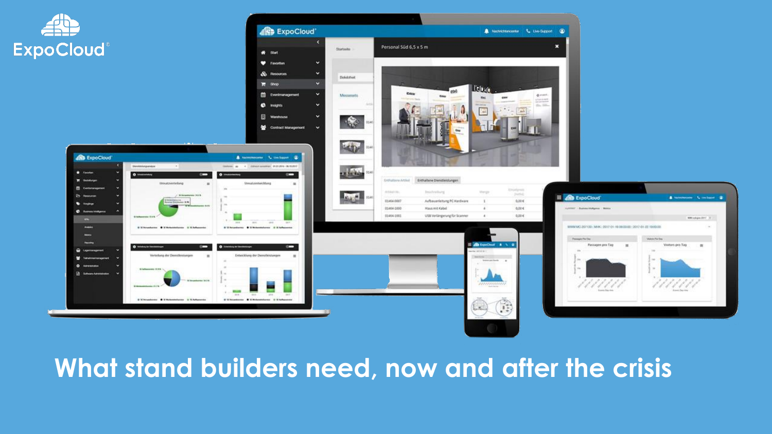ExpoCloud®

# What stand builders need, now and after the crisis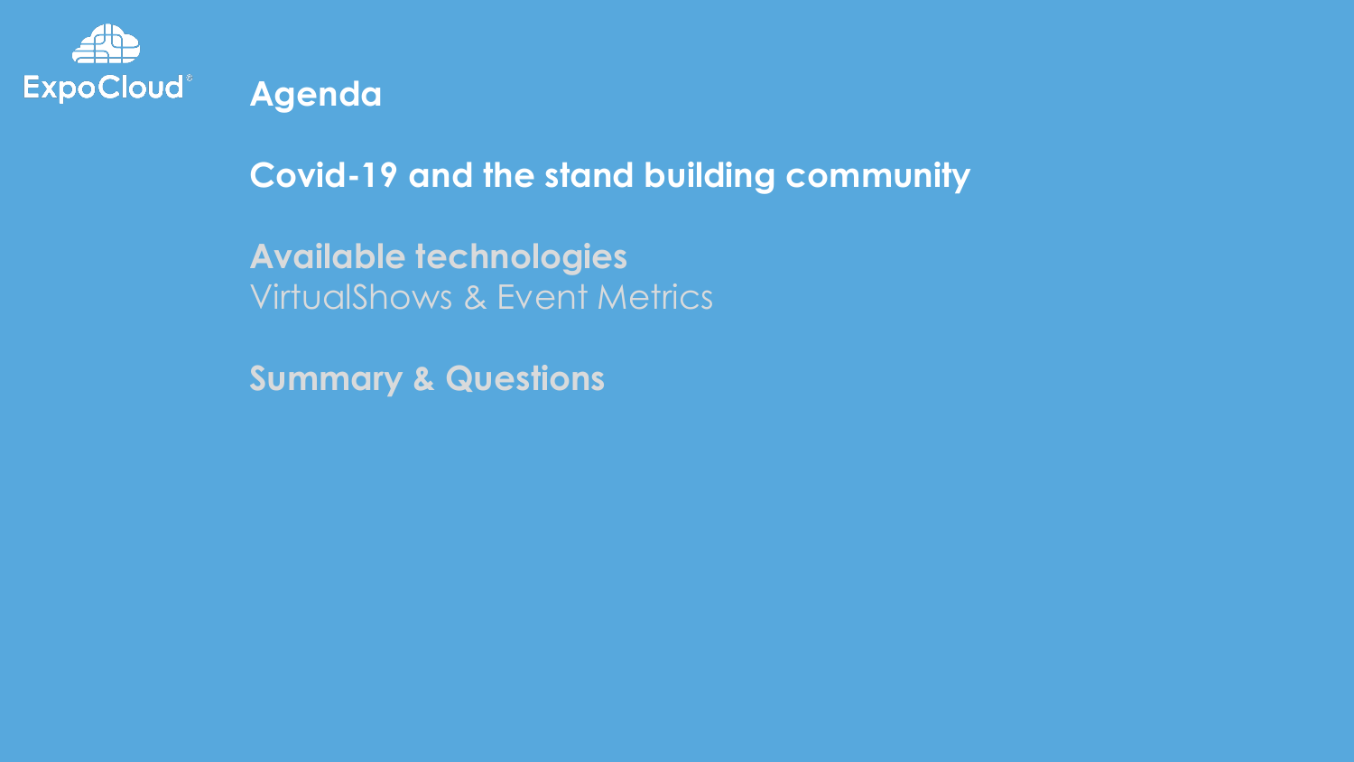ExpoCloud®

# Agenda

## Covid-19 and the stand building community

## Available technologies

VirtualShows & Event Metrics

## Summary & Questions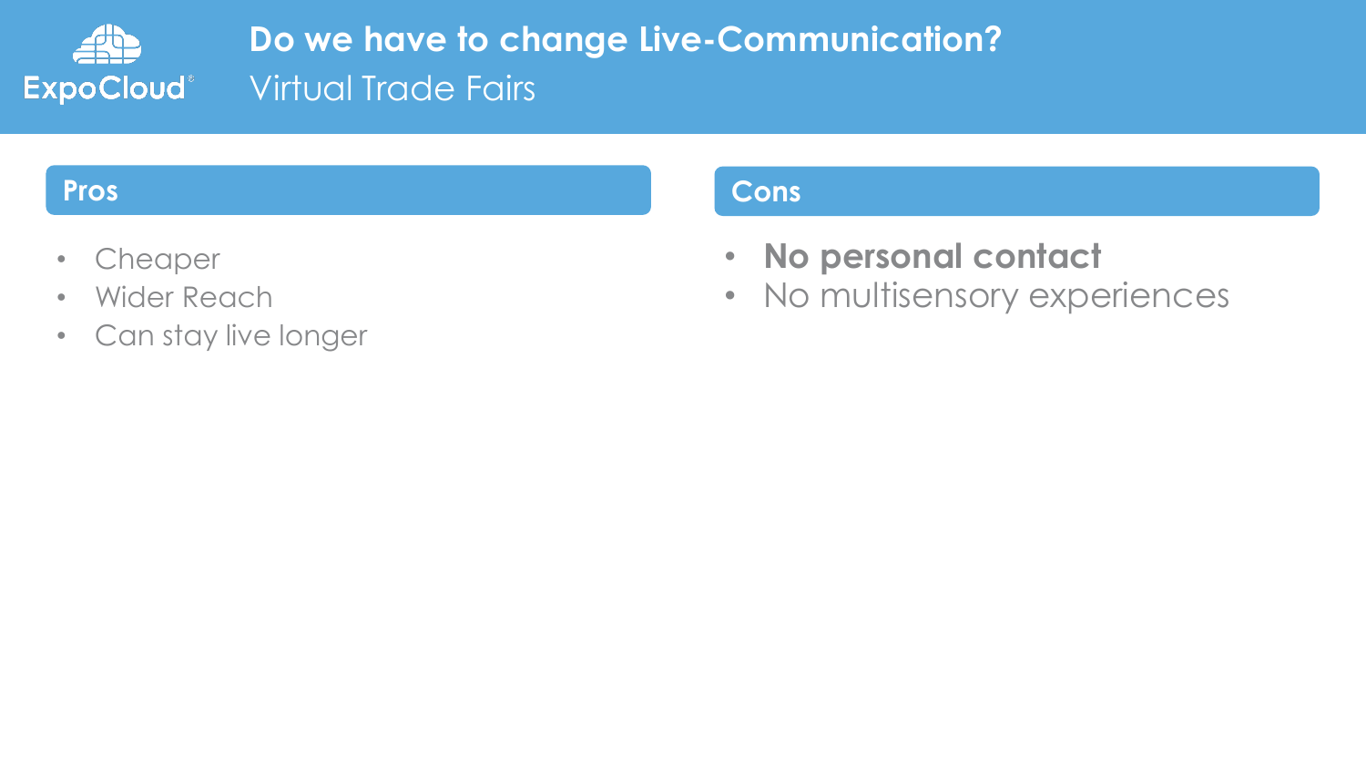# Do we have to change Live-Communication?

## Virtual Trade Fairs

### Pros

- Cheaper
- Wider Reach
- Can stay live longer

### Cons

- **No personal contact**
- No multisensory experiences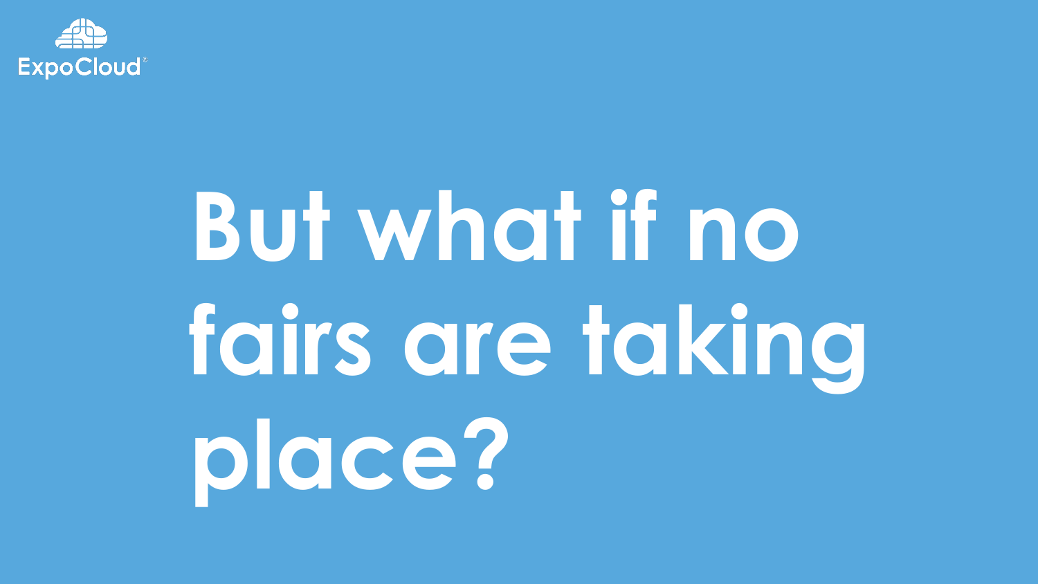ExpoCloud®

# But what if no fairs are taking place?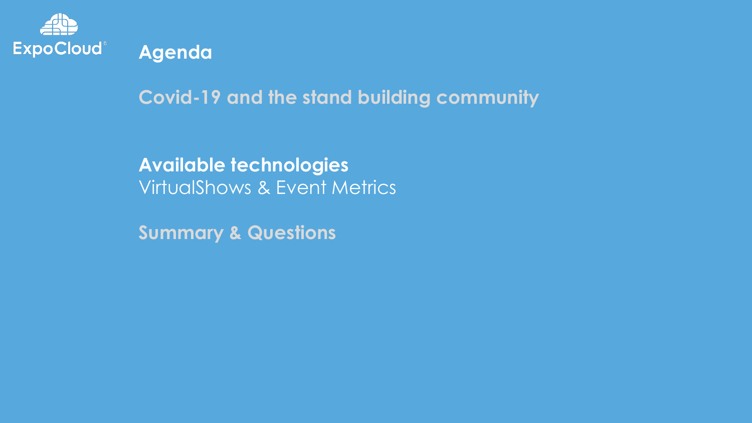ExpoCloud®

# Agenda

**Covid-19 and the stand building community**

**Available technologies**
VirtualShows & Event Metrics

**Summary & Questions**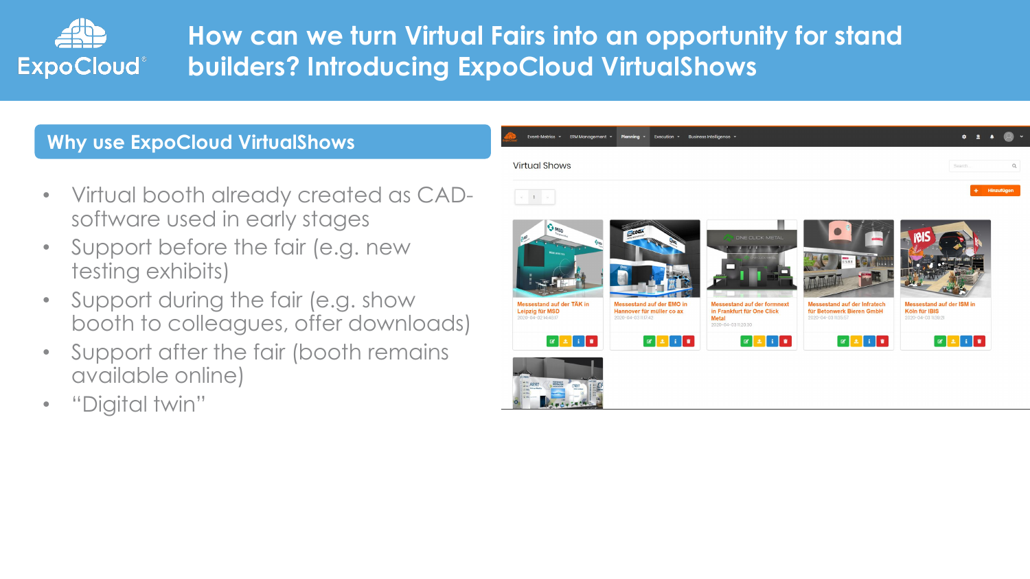# How can we turn Virtual Fairs into an opportunity for stand builders? Introducing ExpoCloud VirtualShows

## Why use ExpoCloud VirtualShows

- Virtual booth already created as CAD-software used in early stages
- Support before the fair (e.g. new testing exhibits)
- Support during the fair (e.g. show booth to colleagues, offer downloads)
- Support after the fair (booth remains available online)
- "Digital twin"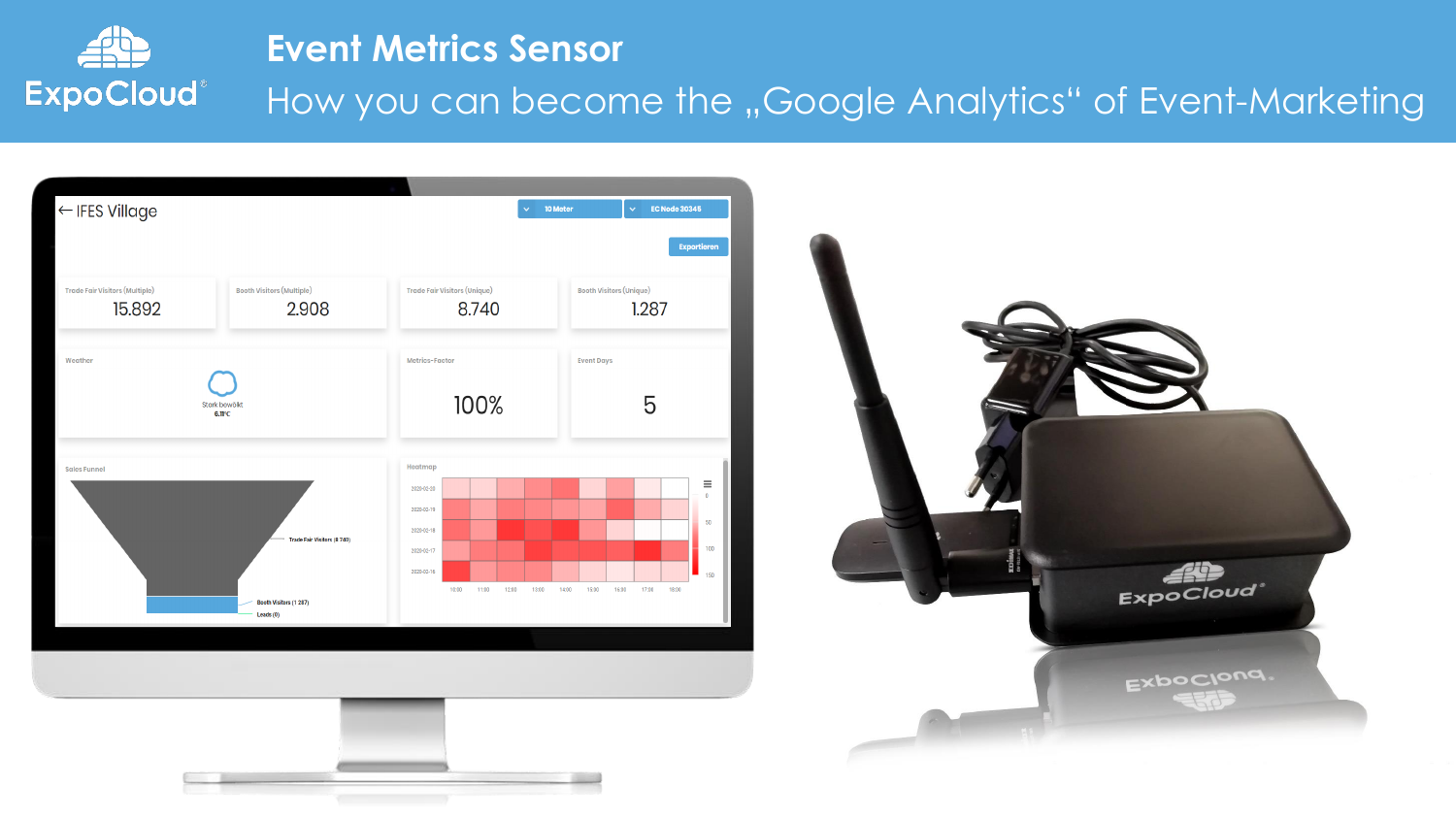# Event Metrics Sensor

## How you can become the „Google Analytics" of Event-Marketing

IFES Village

10 Meter | EC Node 30345

Exportieren

| Trade Fair Visitors (Multiple) | Booth Visitors (Multiple) | Trade Fair Visitors (Unique) | Booth Visitors (Unique) |
|---|---|---|---|
| 15.892 | 2.908 | 8.740 | 1.287 |

Weather: Stark bewölkt 6.11°C

Metrics-Factor: 100%

Event Days: 5

Sales Funnel: Trade Fair Visitors (8 740), Booth Visitors (1 287), Leads (0)

Heatmap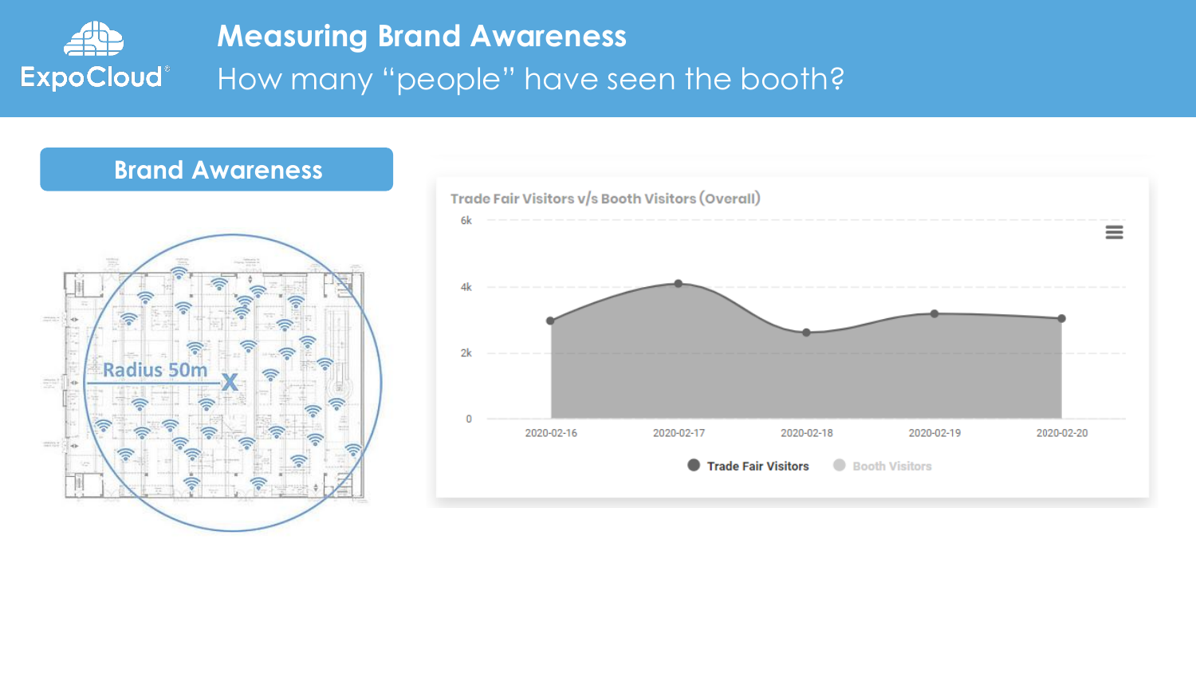# Measuring Brand Awareness

## How many "people" have seen the booth?

**Brand Awareness**

Radius 50m

X

**Trade Fair Visitors v/s Booth Visitors (Overall)**

6k
4k
2k
0

2020-02-16 2020-02-17 2020-02-18 2020-02-19 2020-02-20

Trade Fair Visitors Booth Visitors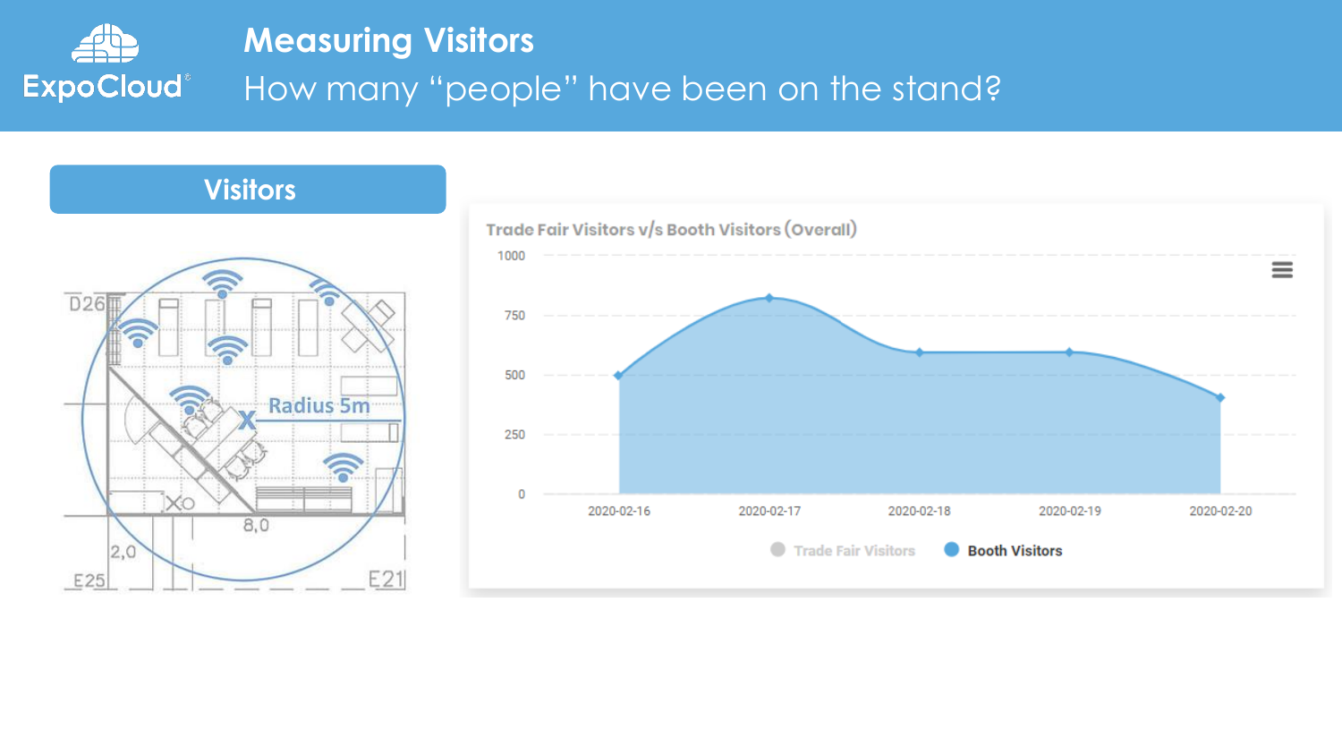# Measuring Visitors

## How many "people" have been on the stand?

### Visitors

Radius 5m

D26

8,0

2,0

E25

E21

**Trade Fair Visitors v/s Booth Visitors (Overall)**

1000

750

500

250

0

2020-02-16 2020-02-17 2020-02-18 2020-02-19 2020-02-20

Trade Fair Visitors Booth Visitors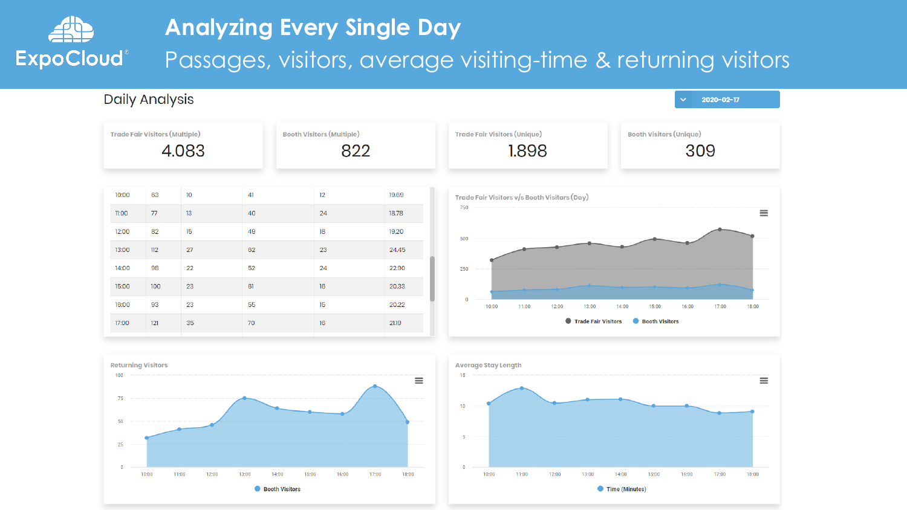# Analyzing Every Single Day

## Passages, visitors, average visiting-time & returning visitors

### Daily Analysis

2020-02-17

| Trade Fair Visitors (Multiple) | Booth Visitors (Multiple) | Trade Fair Visitors (Unique) | Booth Visitors (Unique) |
|---|---|---|---|
| 4.083 | 822 | 1.898 | 309 |

| | | | | | |
|---|---|---|---|---|---|
| 10:00 | 63 | 10 | 41 | 12 | 19.69 |
| 11:00 | 77 | 13 | 40 | 24 | 18.78 |
| 12:00 | 82 | 15 | 49 | 18 | 19.20 |
| 13:00 | 112 | 27 | 62 | 23 | 24.45 |
| 14:00 | 98 | 22 | 52 | 24 | 22.90 |
| 15:00 | 100 | 23 | 61 | 16 | 20.33 |
| 16:00 | 93 | 23 | 55 | 15 | 20.22 |
| 17:00 | 121 | 35 | 70 | 16 | 21.19 |

**Trade Fair Visitors v/s Booth Visitors (Day)**

● Trade Fair Visitors ● Booth Visitors

**Returning Visitors**

● Booth Visitors

**Average Stay Length**

● Time (Minutes)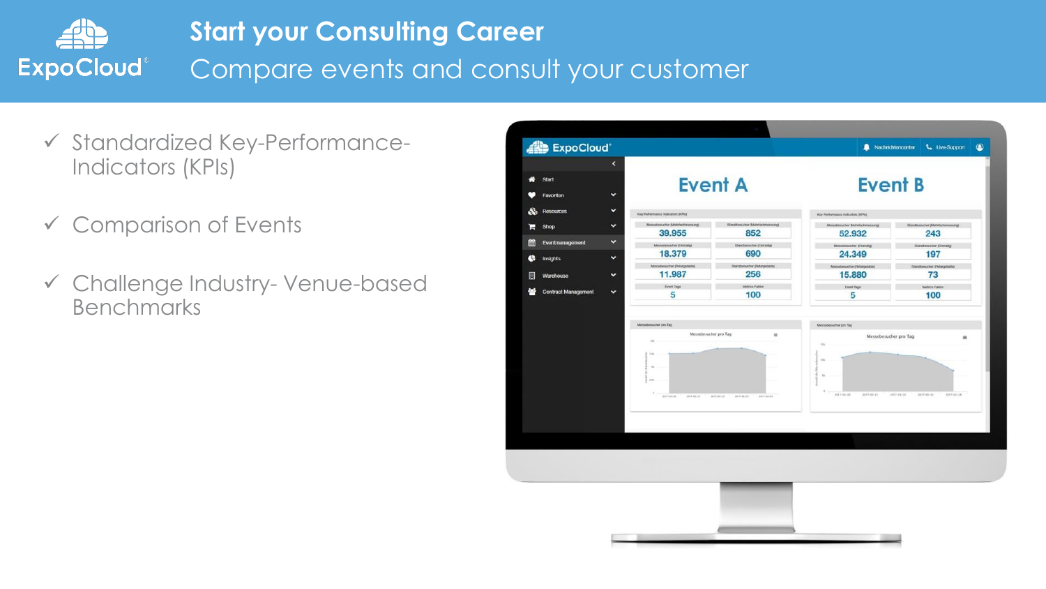# Start your Consulting Career

## Compare events and consult your customer

- ✓ Standardized Key-Performance-Indicators (KPIs)
- ✓ Comparison of Events
- ✓ Challenge Industry- Venue-based Benchmarks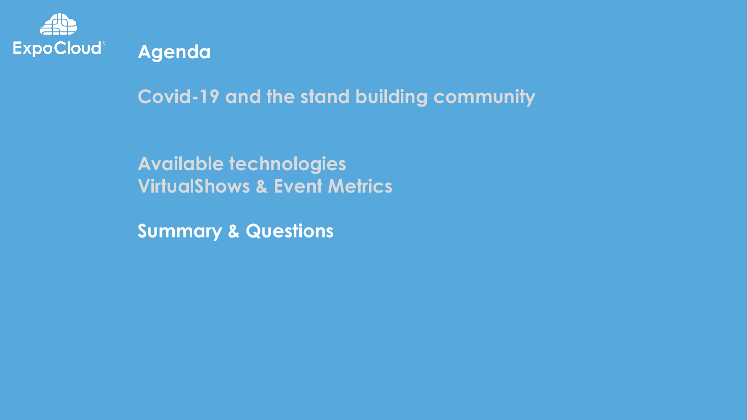ExpoCloud®

# Agenda

Covid-19 and the stand building community

Available technologies
VirtualShows & Event Metrics

**Summary & Questions**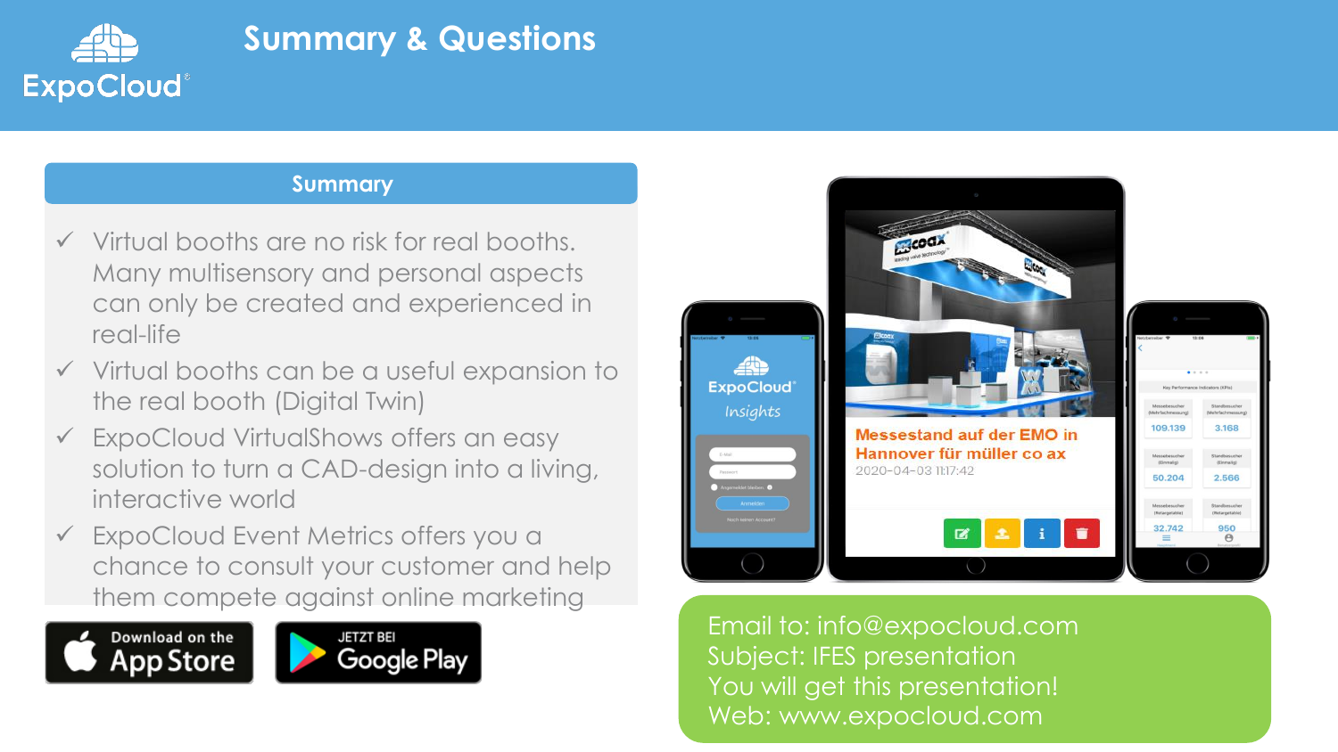# Summary & Questions

## Summary

- ✓ Virtual booths are no risk for real booths. Many multisensory and personal aspects can only be created and experienced in real-life
- ✓ Virtual booths can be a useful expansion to the real booth (Digital Twin)
- ✓ ExpoCloud VirtualShows offers an easy solution to turn a CAD-design into a living, interactive world
- ✓ ExpoCloud Event Metrics offers you a chance to consult your customer and help them compete against online marketing

Email to: info@expocloud.com
Subject: IFES presentation
You will get this presentation!
Web: www.expocloud.com